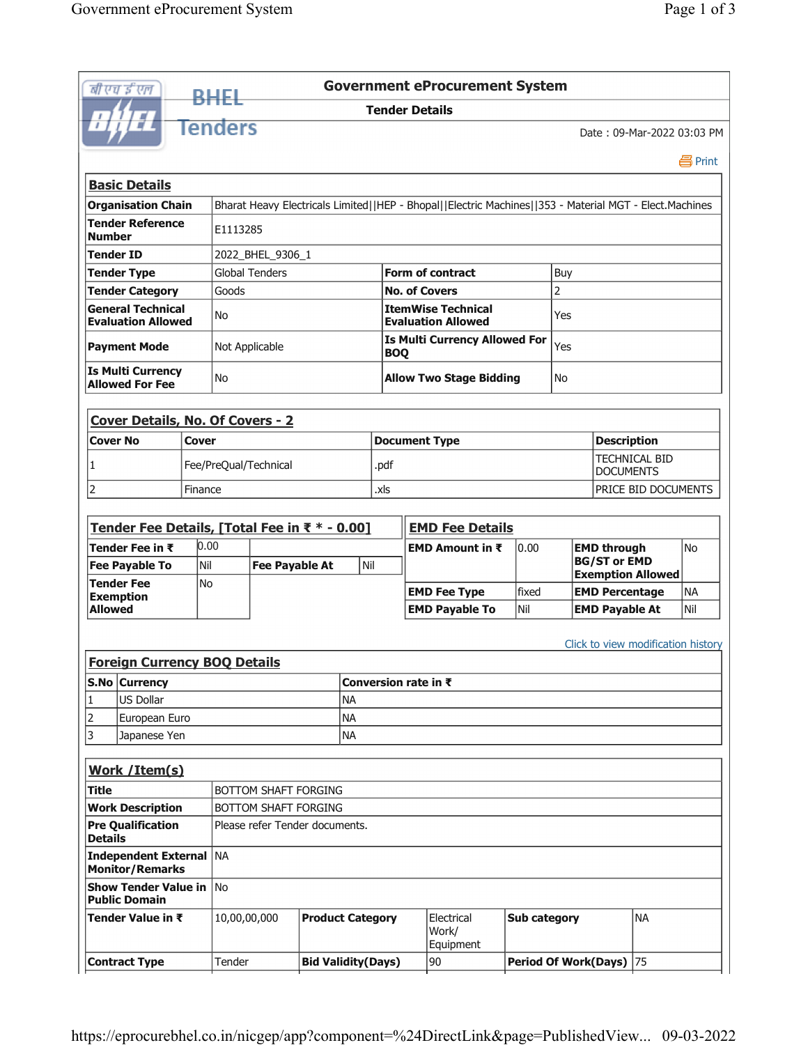# Government eProcurement System

## Tender Details

BHEL Tenders

Date : 09-Mar-2022 03:03 PM

Print

### Basic Details

| | | | |
|---|---|---|---|
| **Organisation Chain** | Bharat Heavy Electricals Limited\|\|HEP - Bhopal\|\|Electric Machines\|\|353 - Material MGT - Elect.Machines | | |
| **Tender Reference Number** | E1113285 | | |
| **Tender ID** | 2022_BHEL_9306_1 | | |
| **Tender Type** | Global Tenders | **Form of contract** | Buy |
| **Tender Category** | Goods | **No. of Covers** | 2 |
| **General Technical Evaluation Allowed** | No | **ItemWise Technical Evaluation Allowed** | Yes |
| **Payment Mode** | Not Applicable | **Is Multi Currency Allowed For BOQ** | Yes |
| **Is Multi Currency Allowed For Fee** | No | **Allow Two Stage Bidding** | No |

### Cover Details, No. Of Covers - 2

| Cover No | Cover | Document Type | Description |
|---|---|---|---|
| 1 | Fee/PreQual/Technical | .pdf | TECHNICAL BID DOCUMENTS |
| 2 | Finance | .xls | PRICE BID DOCUMENTS |

### Tender Fee Details, [Total Fee in ₹ * - 0.00]

| | | | |
|---|---|---|---|
| **Tender Fee in ₹** | 0.00 | | |
| **Fee Payable To** | Nil | **Fee Payable At** | Nil |
| **Tender Fee Exemption Allowed** | No | | |

### EMD Fee Details

| | | | |
|---|---|---|---|
| **EMD Amount in ₹** | 0.00 | **EMD through BG/ST or EMD Exemption Allowed** | No |
| **EMD Fee Type** | fixed | **EMD Percentage** | NA |
| **EMD Payable To** | Nil | **EMD Payable At** | Nil |

Click to view modification history

### Foreign Currency BOQ Details

| S.No | Currency | Conversion rate in ₹ |
|---|---|---|
| 1 | US Dollar | NA |
| 2 | European Euro | NA |
| 3 | Japanese Yen | NA |

### Work /Item(s)

| | | | | | |
|---|---|---|---|---|---|
| **Title** | BOTTOM SHAFT FORGING | | | | |
| **Work Description** | BOTTOM SHAFT FORGING | | | | |
| **Pre Qualification Details** | Please refer Tender documents. | | | | |
| **Independent External Monitor/Remarks** | NA | | | | |
| **Show Tender Value in Public Domain** | No | | | | |
| **Tender Value in ₹** | 10,00,00,000 | **Product Category** | Electrical Work/ Equipment | **Sub category** | NA |
| **Contract Type** | Tender | **Bid Validity(Days)** | 90 | **Period Of Work(Days)** | 75 |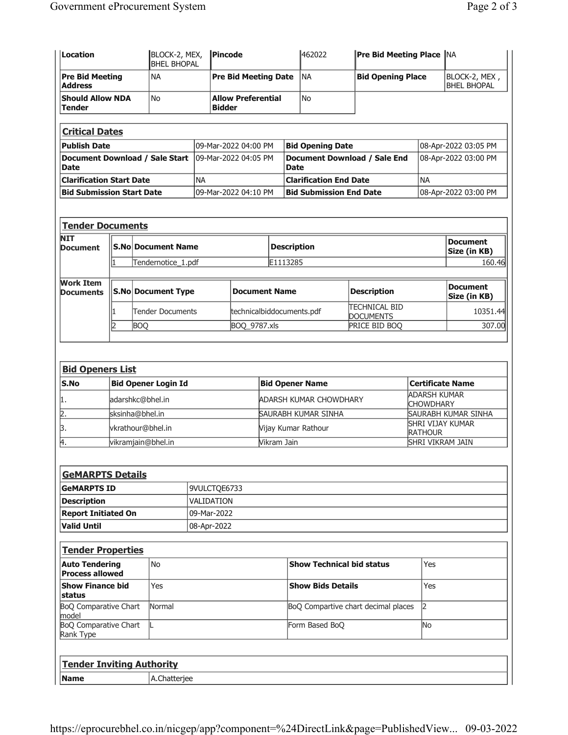| Location | BLOCK-2, MEX, BHEL BHOPAL | Pincode | 462022 | Pre Bid Meeting Place | NA |
|---|---|---|---|---|---|
| Pre Bid Meeting Address | NA | Pre Bid Meeting Date | NA | Bid Opening Place | BLOCK-2, MEX , BHEL BHOPAL |
| Should Allow NDA Tender | No | Allow Preferential Bidder | No | | |

## Critical Dates

| | | | |
|---|---|---|---|
| Publish Date | 09-Mar-2022 04:00 PM | Bid Opening Date | 08-Apr-2022 03:05 PM |
| Document Download / Sale Start Date | 09-Mar-2022 04:05 PM | Document Download / Sale End Date | 08-Apr-2022 03:00 PM |
| Clarification Start Date | NA | Clarification End Date | NA |
| Bid Submission Start Date | 09-Mar-2022 04:10 PM | Bid Submission End Date | 08-Apr-2022 03:00 PM |

## Tender Documents

**NIT Document**

| S.No | Document Name | Description | Document Size (in KB) |
|---|---|---|---|
| 1 | Tendernotice_1.pdf | E1113285 | 160.46 |

**Work Item Documents**

| S.No | Document Type | Document Name | Description | Document Size (in KB) |
|---|---|---|---|---|
| 1 | Tender Documents | technicalbiddocuments.pdf | TECHNICAL BID DOCUMENTS | 10351.44 |
| 2 | BOQ | BOQ_9787.xls | PRICE BID BOQ | 307.00 |

## Bid Openers List

| S.No | Bid Opener Login Id | Bid Opener Name | Certificate Name |
|---|---|---|---|
| 1. | adarshkc@bhel.in | ADARSH KUMAR CHOWDHARY | ADARSH KUMAR CHOWDHARY |
| 2. | sksinha@bhel.in | SAURABH KUMAR SINHA | SAURABH KUMAR SINHA |
| 3. | vkrathour@bhel.in | Vijay Kumar Rathour | SHRI VIJAY KUMAR RATHOUR |
| 4. | vikramjain@bhel.in | Vikram Jain | SHRI VIKRAM JAIN |

## GeMARPTS Details

| | |
|---|---|
| GeMARPTS ID | 9VULCTQE6733 |
| Description | VALIDATION |
| Report Initiated On | 09-Mar-2022 |
| Valid Until | 08-Apr-2022 |

## Tender Properties

| | | | |
|---|---|---|---|
| Auto Tendering Process allowed | No | Show Technical bid status | Yes |
| Show Finance bid status | Yes | Show Bids Details | Yes |
| BoQ Comparative Chart model | Normal | BoQ Compartive chart decimal places | 2 |
| BoQ Comparative Chart Rank Type | L | Form Based BoQ | No |

## Tender Inviting Authority

| | |
|---|---|
| Name | A.Chatterjee |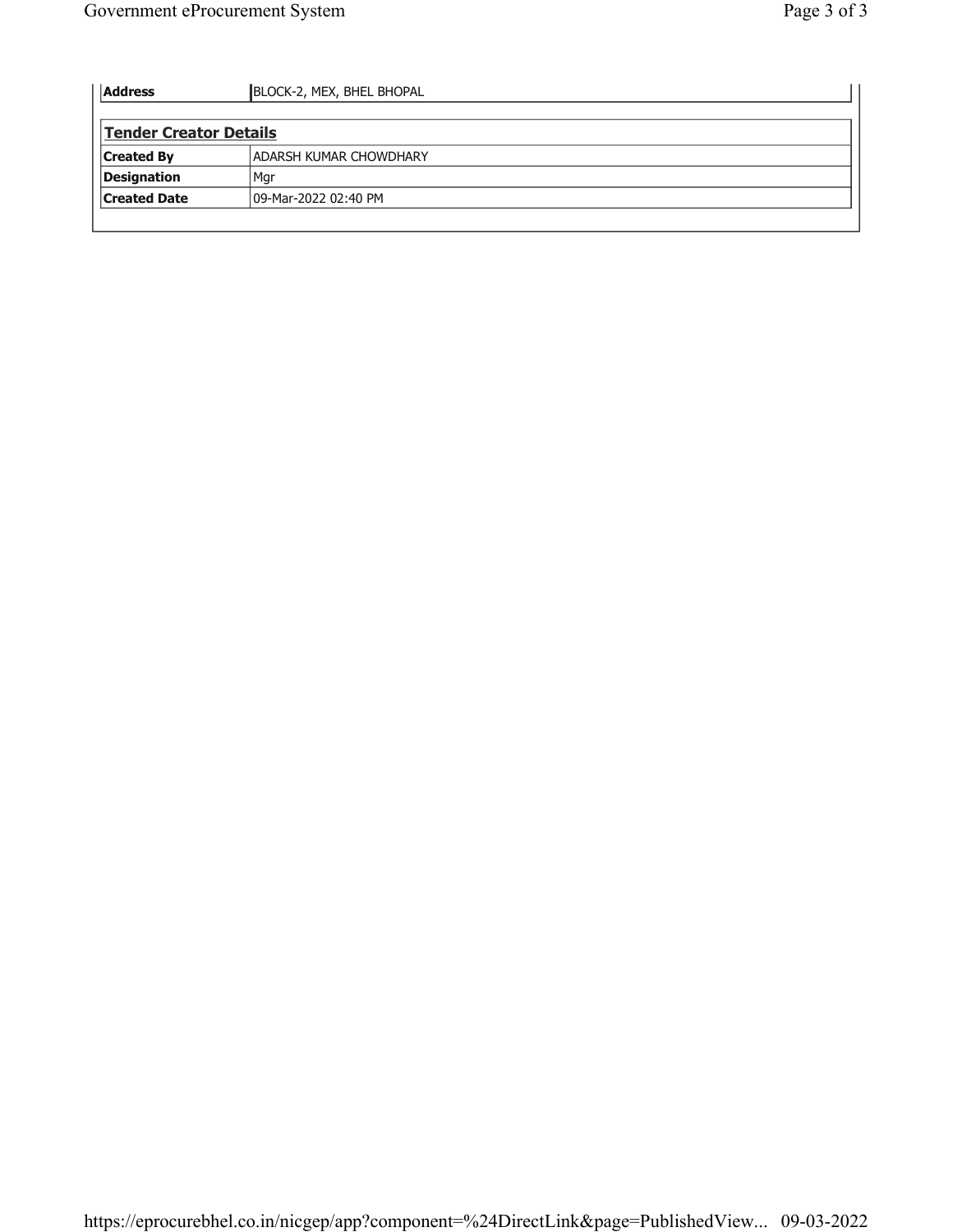| | |
|---|---|
| **Address** | BLOCK-2, MEX, BHEL BHOPAL |

## Tender Creator Details

| | |
|---|---|
| **Created By** | ADARSH KUMAR CHOWDHARY |
| **Designation** | Mgr |
| **Created Date** | 09-Mar-2022 02:40 PM |